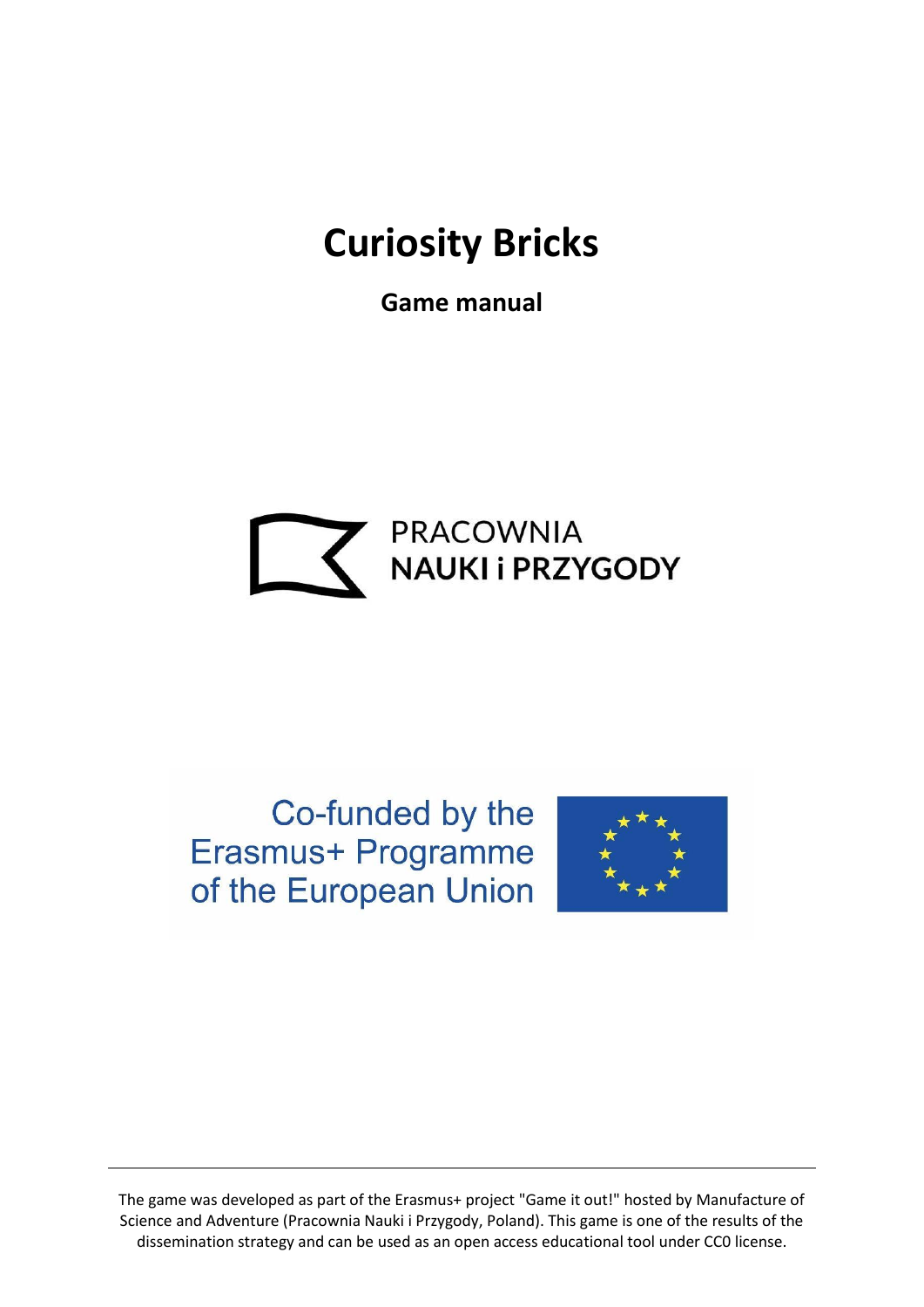# Curiosity Bricks

## Game manual

PRACOWNIA
NAUKI i PRZYGODY

Co-funded by the Erasmus+ Programme of the European Union

---

The game was developed as part of the Erasmus+ project "Game it out!" hosted by Manufacture of Science and Adventure (Pracownia Nauki i Przygody, Poland). This game is one of the results of the dissemination strategy and can be used as an open access educational tool under CC0 license.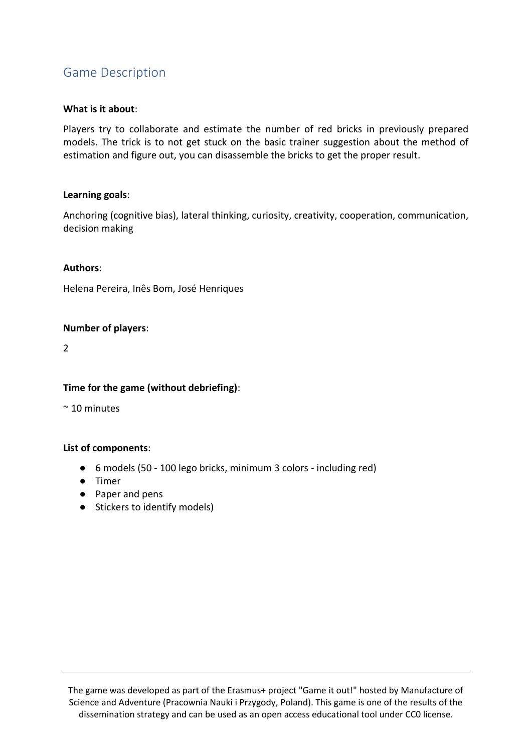## Game Description

**What is it about**:

Players try to collaborate and estimate the number of red bricks in previously prepared models. The trick is to not get stuck on the basic trainer suggestion about the method of estimation and figure out, you can disassemble the bricks to get the proper result.

**Learning goals**:

Anchoring (cognitive bias), lateral thinking, curiosity, creativity, cooperation, communication, decision making

**Authors**:

Helena Pereira, Inês Bom, José Henriques

**Number of players**:

2

**Time for the game (without debriefing)**:

~ 10 minutes

**List of components**:

- 6 models (50 - 100 lego bricks, minimum 3 colors - including red)
- Timer
- Paper and pens
- Stickers to identify models)

The game was developed as part of the Erasmus+ project "Game it out!" hosted by Manufacture of Science and Adventure (Pracownia Nauki i Przygody, Poland). This game is one of the results of the dissemination strategy and can be used as an open access educational tool under CC0 license.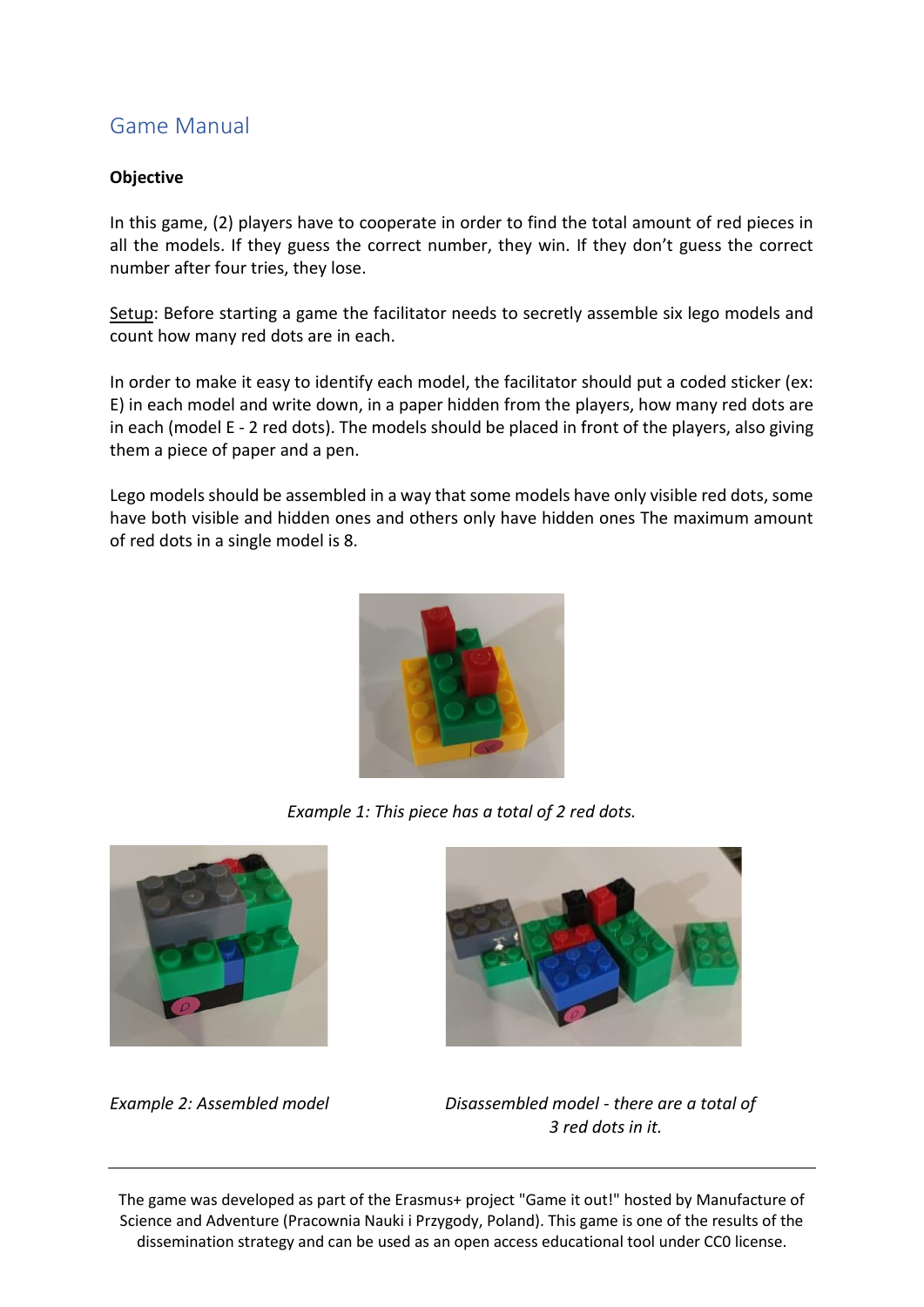## Game Manual

**Objective**

In this game, (2) players have to cooperate in order to find the total amount of red pieces in all the models. If they guess the correct number, they win. If they don't guess the correct number after four tries, they lose.

Setup: Before starting a game the facilitator needs to secretly assemble six lego models and count how many red dots are in each.

In order to make it easy to identify each model, the facilitator should put a coded sticker (ex: E) in each model and write down, in a paper hidden from the players, how many red dots are in each (model E - 2 red dots). The models should be placed in front of the players, also giving them a piece of paper and a pen.

Lego models should be assembled in a way that some models have only visible red dots, some have both visible and hidden ones and others only have hidden ones The maximum amount of red dots in a single model is 8.

*Example 1: This piece has a total of 2 red dots.*

*Example 2: Assembled model*

*Disassembled model - there are a total of 3 red dots in it.*

---

The game was developed as part of the Erasmus+ project "Game it out!" hosted by Manufacture of Science and Adventure (Pracownia Nauki i Przygody, Poland). This game is one of the results of the dissemination strategy and can be used as an open access educational tool under CC0 license.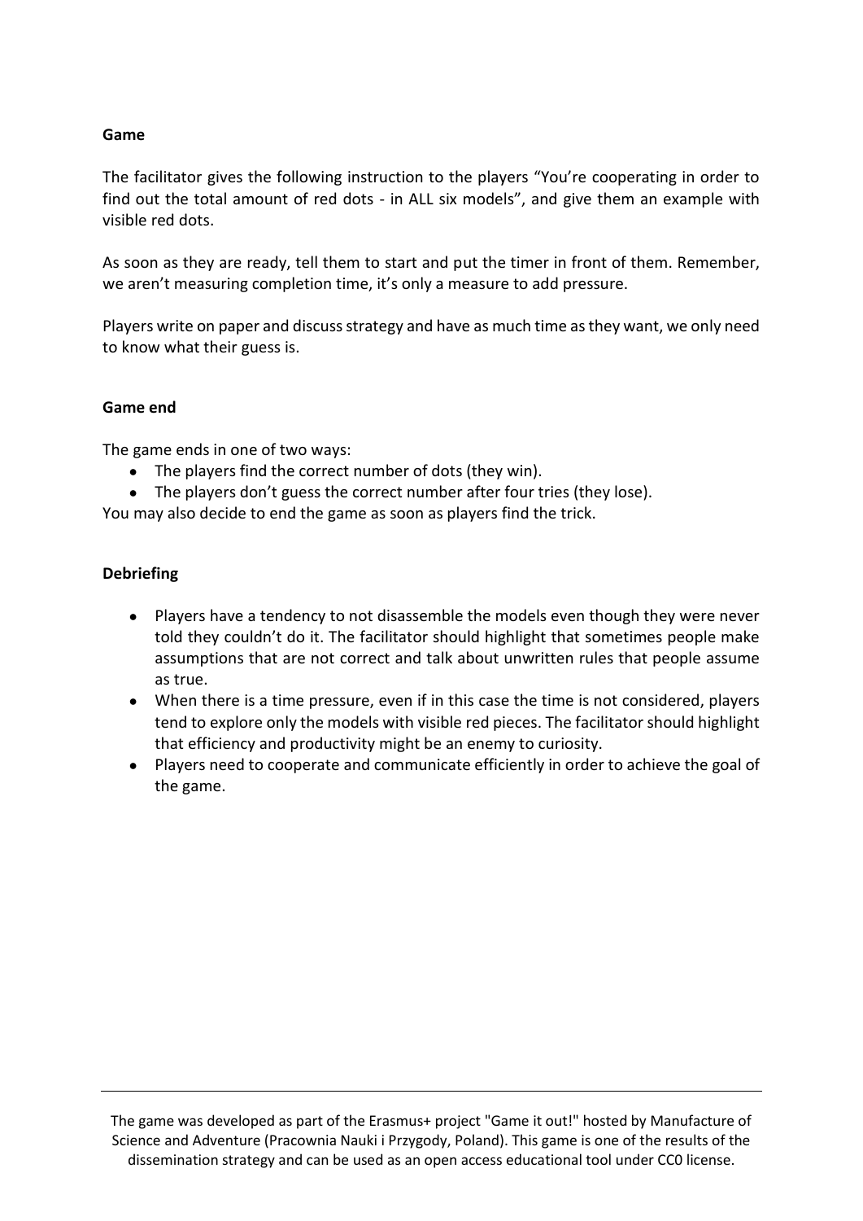**Game**

The facilitator gives the following instruction to the players "You're cooperating in order to find out the total amount of red dots - in ALL six models", and give them an example with visible red dots.

As soon as they are ready, tell them to start and put the timer in front of them. Remember, we aren't measuring completion time, it's only a measure to add pressure.

Players write on paper and discuss strategy and have as much time as they want, we only need to know what their guess is.

**Game end**

The game ends in one of two ways:

- The players find the correct number of dots (they win).
- The players don't guess the correct number after four tries (they lose).

You may also decide to end the game as soon as players find the trick.

**Debriefing**

- Players have a tendency to not disassemble the models even though they were never told they couldn't do it. The facilitator should highlight that sometimes people make assumptions that are not correct and talk about unwritten rules that people assume as true.
- When there is a time pressure, even if in this case the time is not considered, players tend to explore only the models with visible red pieces. The facilitator should highlight that efficiency and productivity might be an enemy to curiosity.
- Players need to cooperate and communicate efficiently in order to achieve the goal of the game.

---

The game was developed as part of the Erasmus+ project "Game it out!" hosted by Manufacture of Science and Adventure (Pracownia Nauki i Przygody, Poland). This game is one of the results of the dissemination strategy and can be used as an open access educational tool under CC0 license.